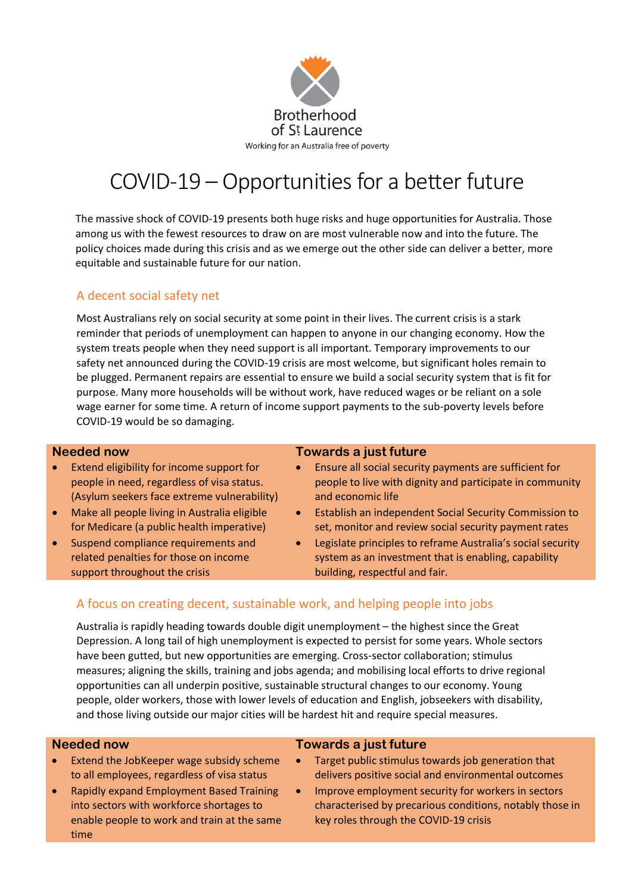Brotherhood of St Laurence

Working for an Australia free of poverty

# COVID-19 – Opportunities for a better future

The massive shock of COVID-19 presents both huge risks and huge opportunities for Australia. Those among us with the fewest resources to draw on are most vulnerable now and into the future. The policy choices made during this crisis and as we emerge out the other side can deliver a better, more equitable and sustainable future for our nation.

## A decent social safety net

Most Australians rely on social security at some point in their lives. The current crisis is a stark reminder that periods of unemployment can happen to anyone in our changing economy. How the system treats people when they need support is all important. Temporary improvements to our safety net announced during the COVID-19 crisis are most welcome, but significant holes remain to be plugged. Permanent repairs are essential to ensure we build a social security system that is fit for purpose. Many more households will be without work, have reduced wages or be reliant on a sole wage earner for some time. A return of income support payments to the sub-poverty levels before COVID-19 would be so damaging.

### Needed now

- Extend eligibility for income support for people in need, regardless of visa status. (Asylum seekers face extreme vulnerability)
- Make all people living in Australia eligible for Medicare (a public health imperative)
- Suspend compliance requirements and related penalties for those on income support throughout the crisis

### Towards a just future

- Ensure all social security payments are sufficient for people to live with dignity and participate in community and economic life
- Establish an independent Social Security Commission to set, monitor and review social security payment rates
- Legislate principles to reframe Australia's social security system as an investment that is enabling, capability building, respectful and fair.

## A focus on creating decent, sustainable work, and helping people into jobs

Australia is rapidly heading towards double digit unemployment – the highest since the Great Depression. A long tail of high unemployment is expected to persist for some years. Whole sectors have been gutted, but new opportunities are emerging. Cross-sector collaboration; stimulus measures; aligning the skills, training and jobs agenda; and mobilising local efforts to drive regional opportunities can all underpin positive, sustainable structural changes to our economy. Young people, older workers, those with lower levels of education and English, jobseekers with disability, and those living outside our major cities will be hardest hit and require special measures.

### Needed now

- Extend the JobKeeper wage subsidy scheme to all employees, regardless of visa status
- Rapidly expand Employment Based Training into sectors with workforce shortages to enable people to work and train at the same time

### Towards a just future

- Target public stimulus towards job generation that delivers positive social and environmental outcomes
- Improve employment security for workers in sectors characterised by precarious conditions, notably those in key roles through the COVID-19 crisis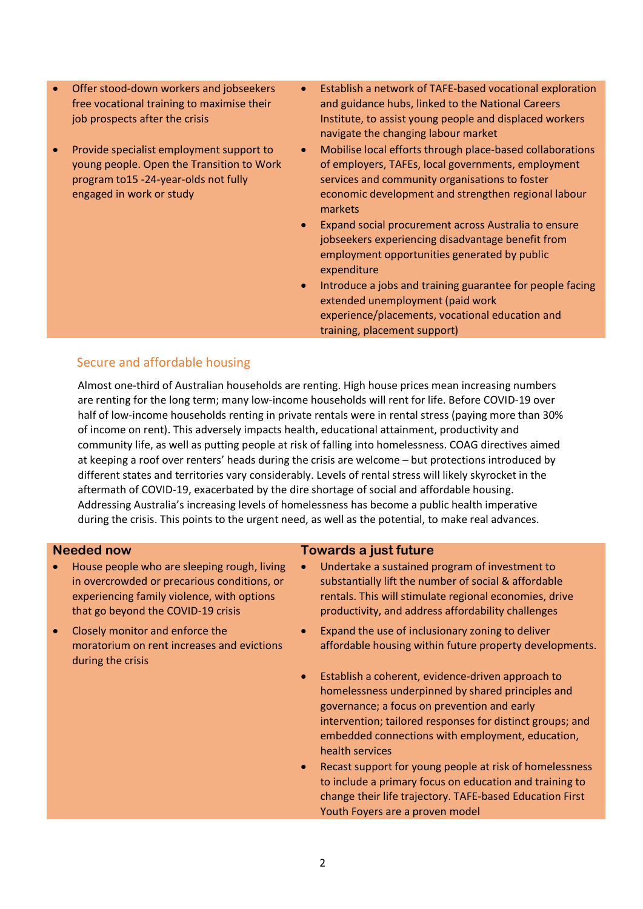- Offer stood-down workers and jobseekers free vocational training to maximise their job prospects after the crisis
- Provide specialist employment support to young people. Open the Transition to Work program to15 -24-year-olds not fully engaged in work or study

- Establish a network of TAFE-based vocational exploration and guidance hubs, linked to the National Careers Institute, to assist young people and displaced workers navigate the changing labour market
- Mobilise local efforts through place-based collaborations of employers, TAFEs, local governments, employment services and community organisations to foster economic development and strengthen regional labour markets
- Expand social procurement across Australia to ensure jobseekers experiencing disadvantage benefit from employment opportunities generated by public expenditure
- Introduce a jobs and training guarantee for people facing extended unemployment (paid work experience/placements, vocational education and training, placement support)

## Secure and affordable housing

Almost one-third of Australian households are renting. High house prices mean increasing numbers are renting for the long term; many low-income households will rent for life. Before COVID-19 over half of low-income households renting in private rentals were in rental stress (paying more than 30% of income on rent). This adversely impacts health, educational attainment, productivity and community life, as well as putting people at risk of falling into homelessness. COAG directives aimed at keeping a roof over renters' heads during the crisis are welcome – but protections introduced by different states and territories vary considerably. Levels of rental stress will likely skyrocket in the aftermath of COVID-19, exacerbated by the dire shortage of social and affordable housing. Addressing Australia's increasing levels of homelessness has become a public health imperative during the crisis. This points to the urgent need, as well as the potential, to make real advances.

### Needed now

- House people who are sleeping rough, living in overcrowded or precarious conditions, or experiencing family violence, with options that go beyond the COVID-19 crisis
- Closely monitor and enforce the moratorium on rent increases and evictions during the crisis

### Towards a just future

- Undertake a sustained program of investment to substantially lift the number of social & affordable rentals. This will stimulate regional economies, drive productivity, and address affordability challenges
- Expand the use of inclusionary zoning to deliver affordable housing within future property developments.
- Establish a coherent, evidence-driven approach to homelessness underpinned by shared principles and governance; a focus on prevention and early intervention; tailored responses for distinct groups; and embedded connections with employment, education, health services
- Recast support for young people at risk of homelessness to include a primary focus on education and training to change their life trajectory. TAFE-based Education First Youth Foyers are a proven model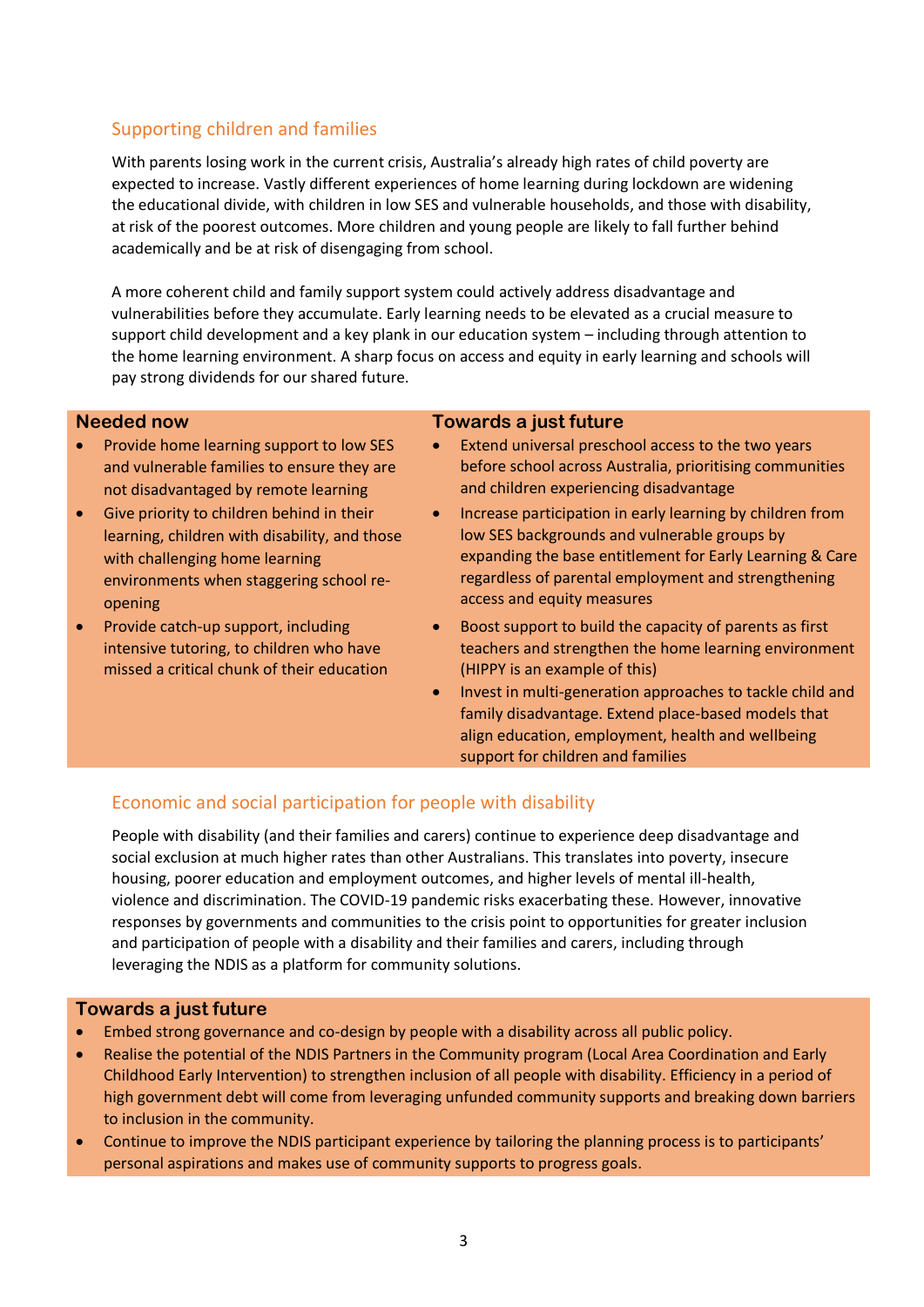## Supporting children and families

With parents losing work in the current crisis, Australia's already high rates of child poverty are expected to increase. Vastly different experiences of home learning during lockdown are widening the educational divide, with children in low SES and vulnerable households, and those with disability, at risk of the poorest outcomes. More children and young people are likely to fall further behind academically and be at risk of disengaging from school.

A more coherent child and family support system could actively address disadvantage and vulnerabilities before they accumulate. Early learning needs to be elevated as a crucial measure to support child development and a key plank in our education system – including through attention to the home learning environment. A sharp focus on access and equity in early learning and schools will pay strong dividends for our shared future.

### Needed now

- Provide home learning support to low SES and vulnerable families to ensure they are not disadvantaged by remote learning
- Give priority to children behind in their learning, children with disability, and those with challenging home learning environments when staggering school re-opening
- Provide catch-up support, including intensive tutoring, to children who have missed a critical chunk of their education

### Towards a just future

- Extend universal preschool access to the two years before school across Australia, prioritising communities and children experiencing disadvantage
- Increase participation in early learning by children from low SES backgrounds and vulnerable groups by expanding the base entitlement for Early Learning & Care regardless of parental employment and strengthening access and equity measures
- Boost support to build the capacity of parents as first teachers and strengthen the home learning environment (HIPPY is an example of this)
- Invest in multi-generation approaches to tackle child and family disadvantage. Extend place-based models that align education, employment, health and wellbeing support for children and families

## Economic and social participation for people with disability

People with disability (and their families and carers) continue to experience deep disadvantage and social exclusion at much higher rates than other Australians. This translates into poverty, insecure housing, poorer education and employment outcomes, and higher levels of mental ill-health, violence and discrimination. The COVID-19 pandemic risks exacerbating these. However, innovative responses by governments and communities to the crisis point to opportunities for greater inclusion and participation of people with a disability and their families and carers, including through leveraging the NDIS as a platform for community solutions.

### Towards a just future

- Embed strong governance and co-design by people with a disability across all public policy.
- Realise the potential of the NDIS Partners in the Community program (Local Area Coordination and Early Childhood Early Intervention) to strengthen inclusion of all people with disability. Efficiency in a period of high government debt will come from leveraging unfunded community supports and breaking down barriers to inclusion in the community.
- Continue to improve the NDIS participant experience by tailoring the planning process is to participants' personal aspirations and makes use of community supports to progress goals.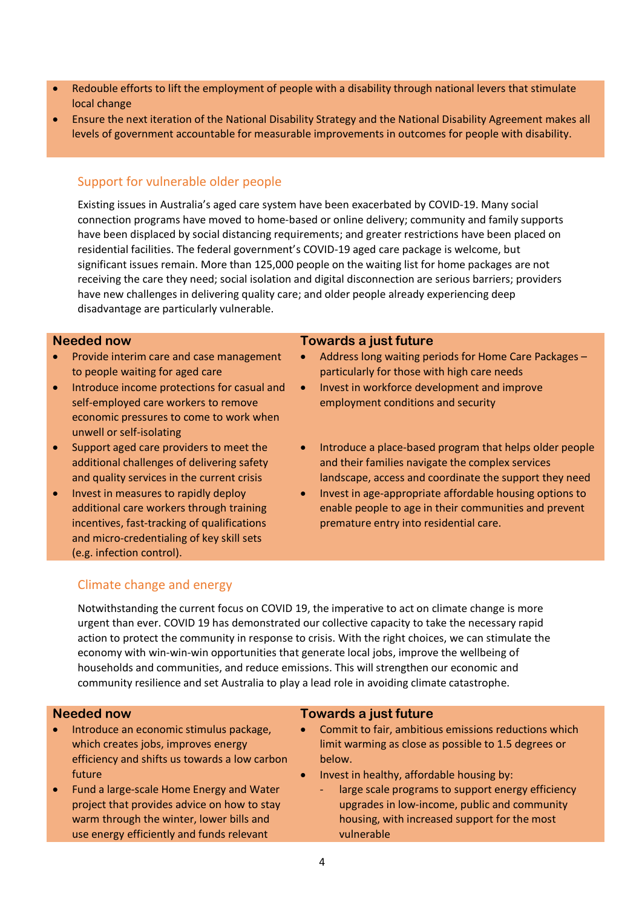- Redouble efforts to lift the employment of people with a disability through national levers that stimulate local change
- Ensure the next iteration of the National Disability Strategy and the National Disability Agreement makes all levels of government accountable for measurable improvements in outcomes for people with disability.

## Support for vulnerable older people

Existing issues in Australia's aged care system have been exacerbated by COVID-19. Many social connection programs have moved to home-based or online delivery; community and family supports have been displaced by social distancing requirements; and greater restrictions have been placed on residential facilities. The federal government's COVID-19 aged care package is welcome, but significant issues remain. More than 125,000 people on the waiting list for home packages are not receiving the care they need; social isolation and digital disconnection are serious barriers; providers have new challenges in delivering quality care; and older people already experiencing deep disadvantage are particularly vulnerable.

### Needed now

- Provide interim care and case management to people waiting for aged care
- Introduce income protections for casual and self-employed care workers to remove economic pressures to come to work when unwell or self-isolating
- Support aged care providers to meet the additional challenges of delivering safety and quality services in the current crisis
- Invest in measures to rapidly deploy additional care workers through training incentives, fast-tracking of qualifications and micro-credentialing of key skill sets (e.g. infection control).

### Towards a just future

- Address long waiting periods for Home Care Packages – particularly for those with high care needs
- Invest in workforce development and improve employment conditions and security
- Introduce a place-based program that helps older people and their families navigate the complex services landscape, access and coordinate the support they need
- Invest in age-appropriate affordable housing options to enable people to age in their communities and prevent premature entry into residential care.

## Climate change and energy

Notwithstanding the current focus on COVID 19, the imperative to act on climate change is more urgent than ever. COVID 19 has demonstrated our collective capacity to take the necessary rapid action to protect the community in response to crisis. With the right choices, we can stimulate the economy with win-win-win opportunities that generate local jobs, improve the wellbeing of households and communities, and reduce emissions. This will strengthen our economic and community resilience and set Australia to play a lead role in avoiding climate catastrophe.

### Needed now

- Introduce an economic stimulus package, which creates jobs, improves energy efficiency and shifts us towards a low carbon future
- Fund a large-scale Home Energy and Water project that provides advice on how to stay warm through the winter, lower bills and use energy efficiently and funds relevant

### Towards a just future

- Commit to fair, ambitious emissions reductions which limit warming as close as possible to 1.5 degrees or below.
- Invest in healthy, affordable housing by:
  - large scale programs to support energy efficiency upgrades in low-income, public and community housing, with increased support for the most vulnerable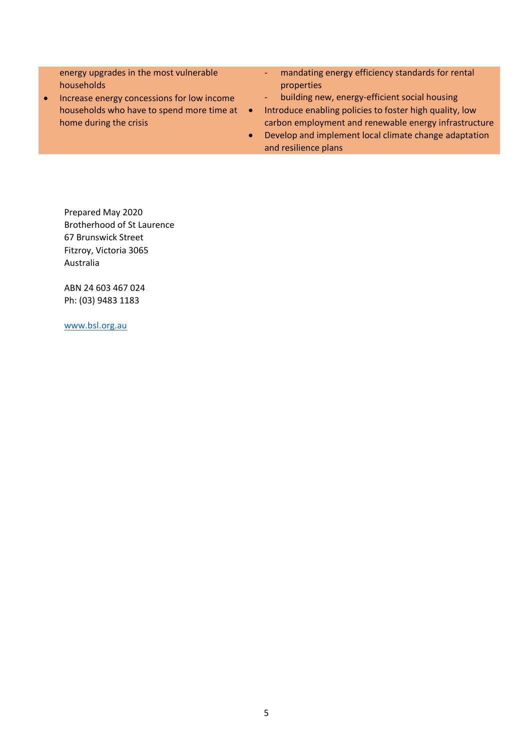| | |
|---|---|
| energy upgrades in the most vulnerable households<br>• Increase energy concessions for low income households who have to spend more time at home during the crisis | - mandating energy efficiency standards for rental properties<br>- building new, energy-efficient social housing<br>• Introduce enabling policies to foster high quality, low carbon employment and renewable energy infrastructure<br>• Develop and implement local climate change adaptation and resilience plans |

Prepared May 2020
Brotherhood of St Laurence
67 Brunswick Street
Fitzroy, Victoria 3065
Australia

ABN 24 603 467 024
Ph: (03) 9483 1183

www.bsl.org.au